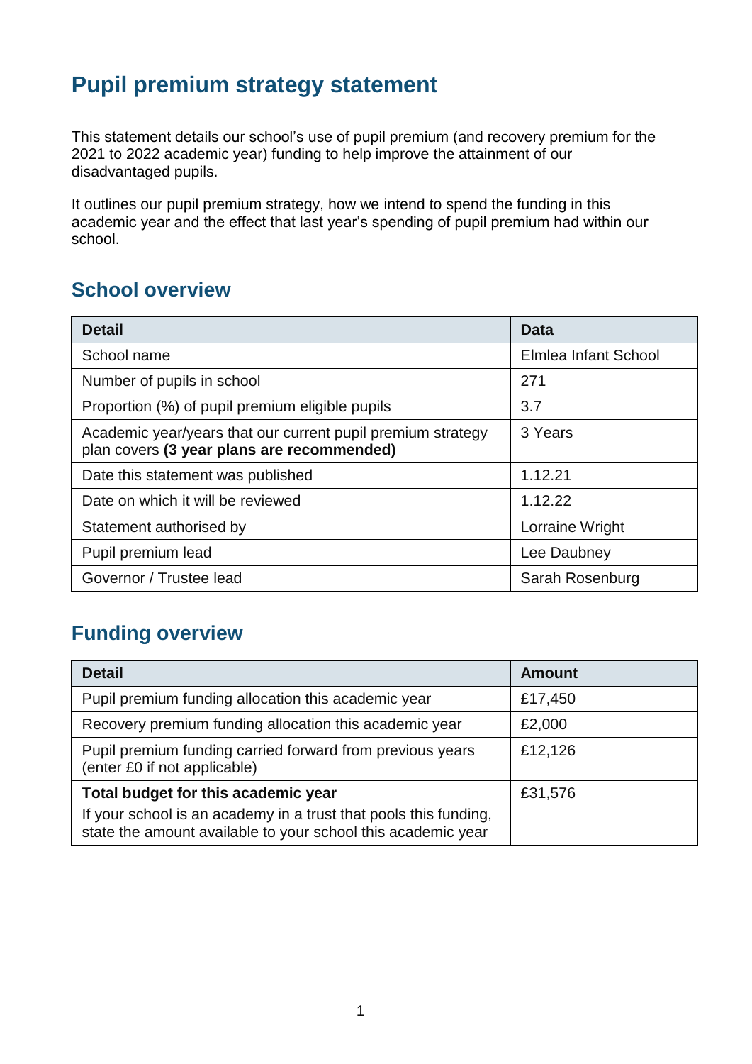# Pupil premium strategy statement

This statement details our school's use of pupil premium (and recovery premium for the 2021 to 2022 academic year) funding to help improve the attainment of our disadvantaged pupils.

It outlines our pupil premium strategy, how we intend to spend the funding in this academic year and the effect that last year's spending of pupil premium had within our school.

## School overview

| Detail | Data |
|---|---|
| School name | Elmlea Infant School |
| Number of pupils in school | 271 |
| Proportion (%) of pupil premium eligible pupils | 3.7 |
| Academic year/years that our current pupil premium strategy plan covers **(3 year plans are recommended)** | 3 Years |
| Date this statement was published | 1.12.21 |
| Date on which it will be reviewed | 1.12.22 |
| Statement authorised by | Lorraine Wright |
| Pupil premium lead | Lee Daubney |
| Governor / Trustee lead | Sarah Rosenburg |

## Funding overview

| Detail | Amount |
|---|---|
| Pupil premium funding allocation this academic year | £17,450 |
| Recovery premium funding allocation this academic year | £2,000 |
| Pupil premium funding carried forward from previous years (enter £0 if not applicable) | £12,126 |
| **Total budget for this academic year**<br>If your school is an academy in a trust that pools this funding, state the amount available to your school this academic year | £31,576 |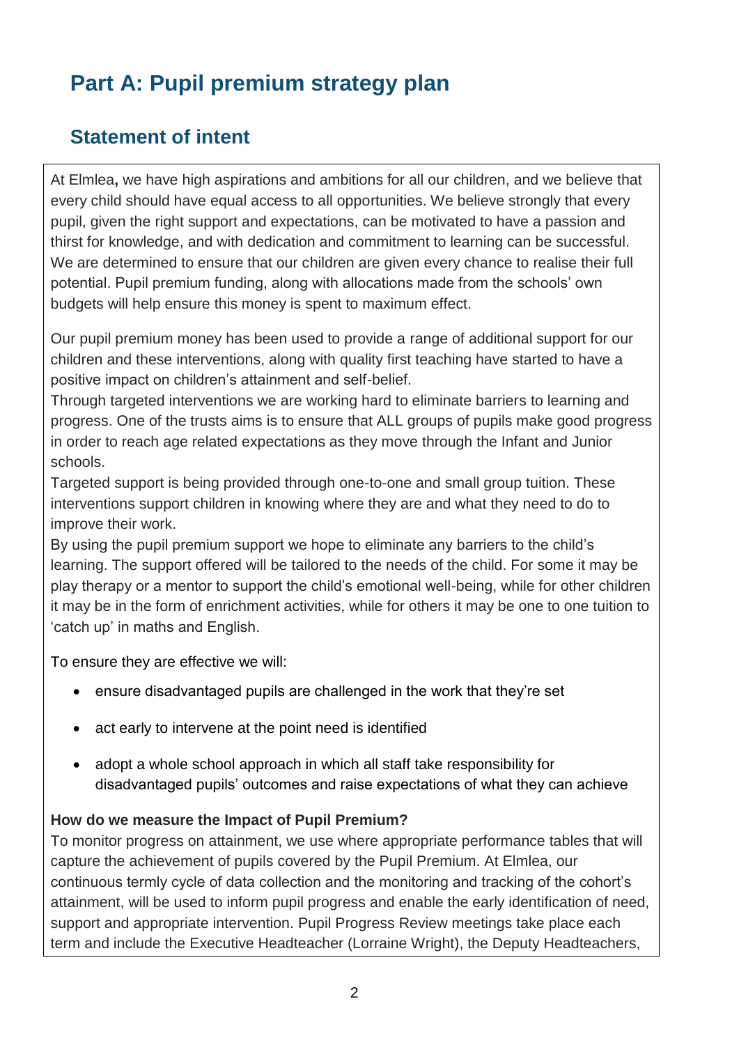# Part A: Pupil premium strategy plan

## Statement of intent

At Elmlea**,** we have high aspirations and ambitions for all our children, and we believe that every child should have equal access to all opportunities. We believe strongly that every pupil, given the right support and expectations, can be motivated to have a passion and thirst for knowledge, and with dedication and commitment to learning can be successful. We are determined to ensure that our children are given every chance to realise their full potential. Pupil premium funding, along with allocations made from the schools' own budgets will help ensure this money is spent to maximum effect.

Our pupil premium money has been used to provide a range of additional support for our children and these interventions, along with quality first teaching have started to have a positive impact on children's attainment and self-belief.

Through targeted interventions we are working hard to eliminate barriers to learning and progress. One of the trusts aims is to ensure that ALL groups of pupils make good progress in order to reach age related expectations as they move through the Infant and Junior schools.

Targeted support is being provided through one-to-one and small group tuition. These interventions support children in knowing where they are and what they need to do to improve their work.

By using the pupil premium support we hope to eliminate any barriers to the child's learning. The support offered will be tailored to the needs of the child. For some it may be play therapy or a mentor to support the child's emotional well-being, while for other children it may be in the form of enrichment activities, while for others it may be one to one tuition to 'catch up' in maths and English.

To ensure they are effective we will:

- ensure disadvantaged pupils are challenged in the work that they're set
- act early to intervene at the point need is identified
- adopt a whole school approach in which all staff take responsibility for disadvantaged pupils' outcomes and raise expectations of what they can achieve

**How do we measure the Impact of Pupil Premium?**

To monitor progress on attainment, we use where appropriate performance tables that will capture the achievement of pupils covered by the Pupil Premium. At Elmlea, our continuous termly cycle of data collection and the monitoring and tracking of the cohort's attainment, will be used to inform pupil progress and enable the early identification of need, support and appropriate intervention. Pupil Progress Review meetings take place each term and include the Executive Headteacher (Lorraine Wright), the Deputy Headteachers,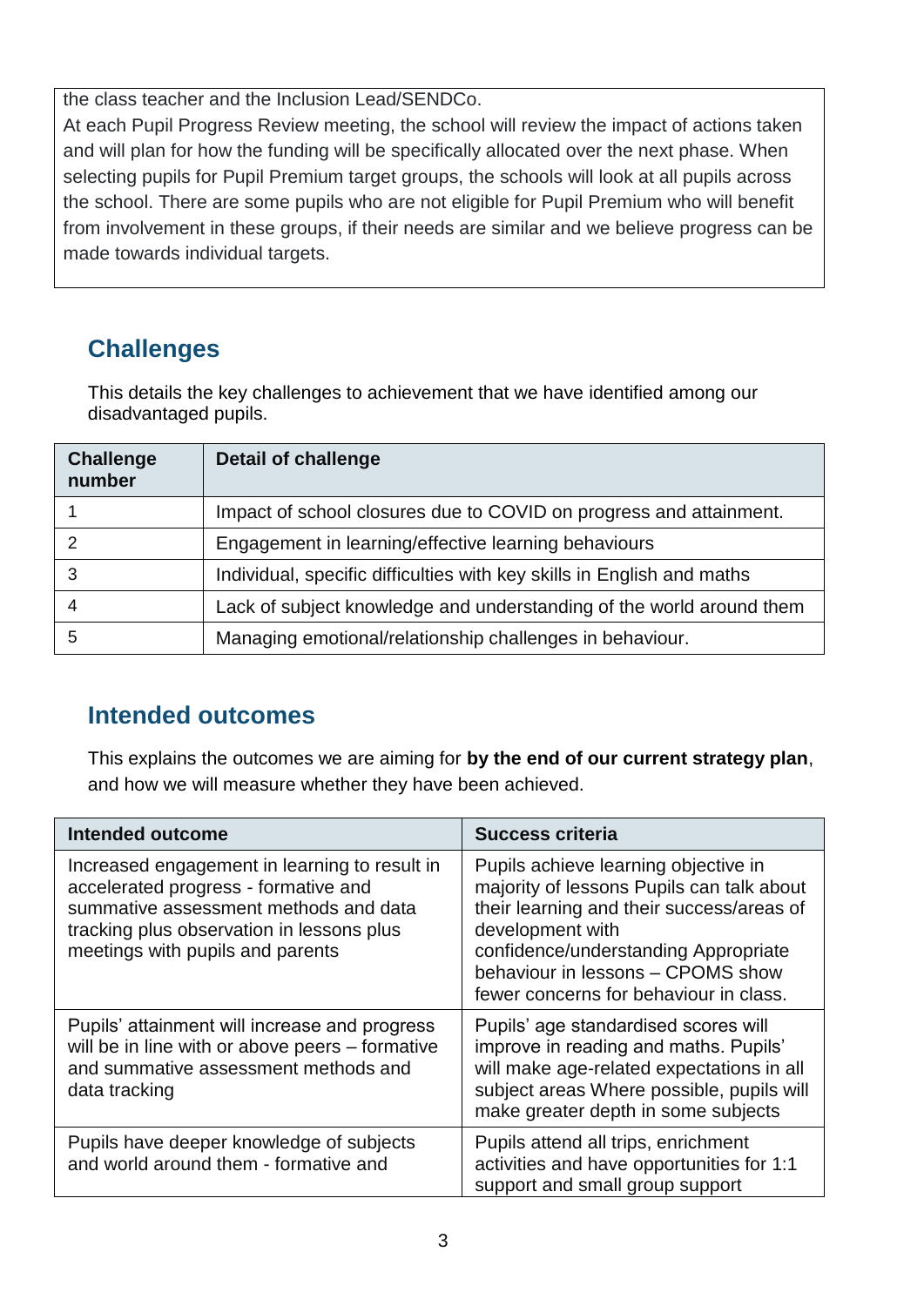the class teacher and the Inclusion Lead/SENDCo.
At each Pupil Progress Review meeting, the school will review the impact of actions taken and will plan for how the funding will be specifically allocated over the next phase. When selecting pupils for Pupil Premium target groups, the schools will look at all pupils across the school. There are some pupils who are not eligible for Pupil Premium who will benefit from involvement in these groups, if their needs are similar and we believe progress can be made towards individual targets.

## Challenges

This details the key challenges to achievement that we have identified among our disadvantaged pupils.

| Challenge number | Detail of challenge |
|---|---|
| 1 | Impact of school closures due to COVID on progress and attainment. |
| 2 | Engagement in learning/effective learning behaviours |
| 3 | Individual, specific difficulties with key skills in English and maths |
| 4 | Lack of subject knowledge and understanding of the world around them |
| 5 | Managing emotional/relationship challenges in behaviour. |

## Intended outcomes

This explains the outcomes we are aiming for **by the end of our current strategy plan**, and how we will measure whether they have been achieved.

| Intended outcome | Success criteria |
|---|---|
| Increased engagement in learning to result in accelerated progress - formative and summative assessment methods and data tracking plus observation in lessons plus meetings with pupils and parents | Pupils achieve learning objective in majority of lessons Pupils can talk about their learning and their success/areas of development with confidence/understanding Appropriate behaviour in lessons – CPOMS show fewer concerns for behaviour in class. |
| Pupils' attainment will increase and progress will be in line with or above peers – formative and summative assessment methods and data tracking | Pupils' age standardised scores will improve in reading and maths. Pupils' will make age-related expectations in all subject areas Where possible, pupils will make greater depth in some subjects |
| Pupils have deeper knowledge of subjects and world around them - formative and | Pupils attend all trips, enrichment activities and have opportunities for 1:1 support and small group support |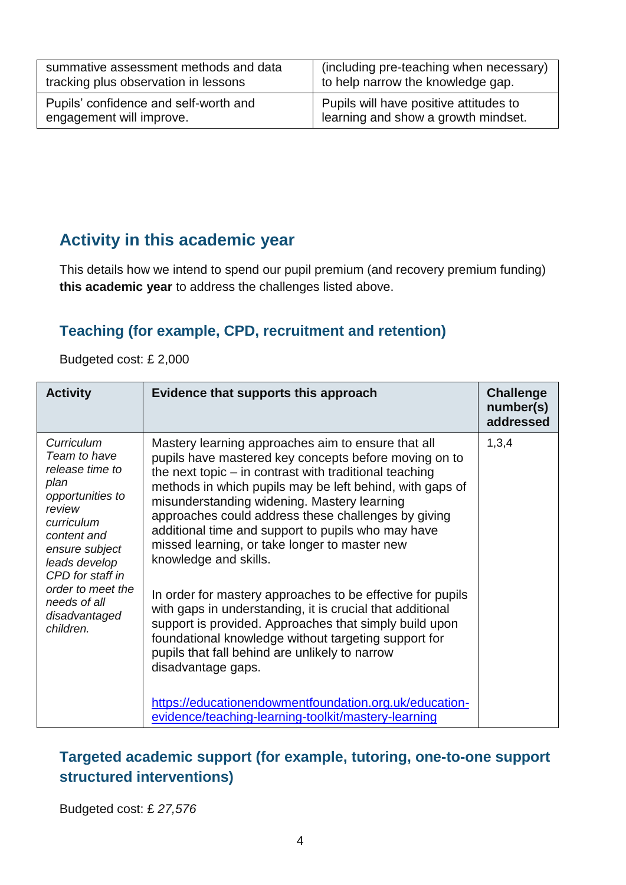| | |
|---|---|
| summative assessment methods and data tracking plus observation in lessons | (including pre-teaching when necessary) to help narrow the knowledge gap. |
| Pupils' confidence and self-worth and engagement will improve. | Pupils will have positive attitudes to learning and show a growth mindset. |

## Activity in this academic year

This details how we intend to spend our pupil premium (and recovery premium funding) **this academic year** to address the challenges listed above.

### Teaching (for example, CPD, recruitment and retention)

Budgeted cost: £ 2,000

| Activity | Evidence that supports this approach | Challenge number(s) addressed |
|---|---|---|
| *Curriculum Team to have release time to plan opportunities to review curriculum content and ensure subject leads develop CPD for staff in order to meet the needs of all disadvantaged children.* | Mastery learning approaches aim to ensure that all pupils have mastered key concepts before moving on to the next topic – in contrast with traditional teaching methods in which pupils may be left behind, with gaps of misunderstanding widening. Mastery learning approaches could address these challenges by giving additional time and support to pupils who may have missed learning, or take longer to master new knowledge and skills.<br><br>In order for mastery approaches to be effective for pupils with gaps in understanding, it is crucial that additional support is provided. Approaches that simply build upon foundational knowledge without targeting support for pupils that fall behind are unlikely to narrow disadvantage gaps.<br><br>https://educationendowmentfoundation.org.uk/education-evidence/teaching-learning-toolkit/mastery-learning | 1,3,4 |

### Targeted academic support (for example, tutoring, one-to-one support structured interventions)

Budgeted cost: £ *27,576*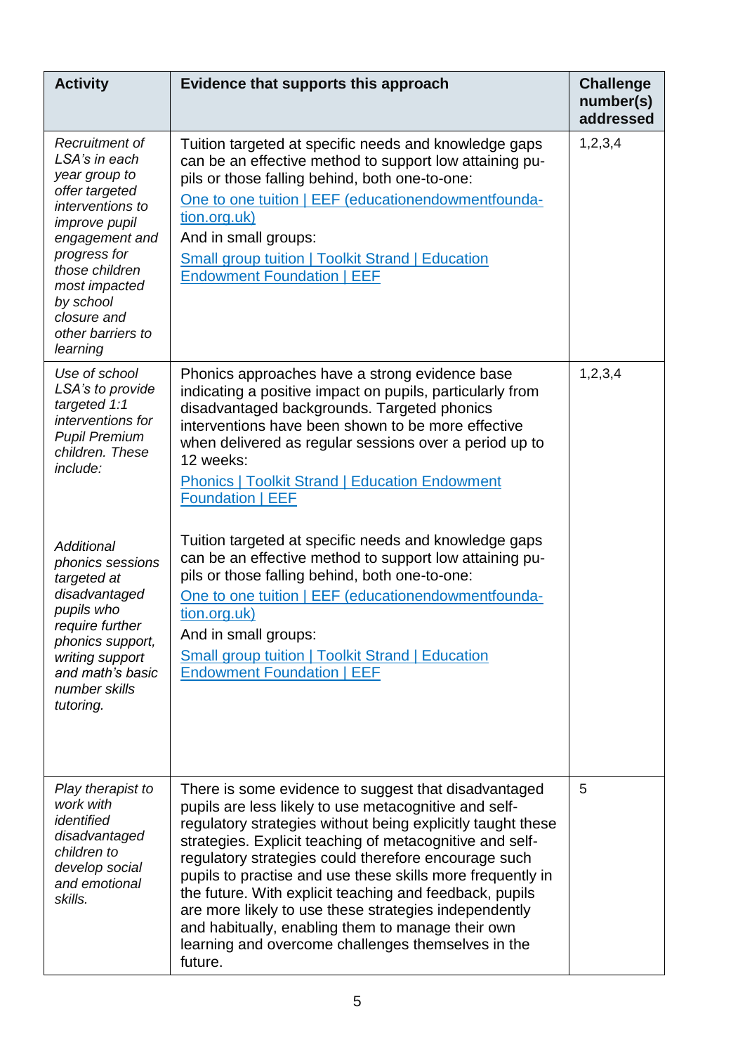| Activity | Evidence that supports this approach | Challenge number(s) addressed |
|---|---|---|
| *Recruitment of LSA's in each year group to offer targeted interventions to improve pupil engagement and progress for those children most impacted by school closure and other barriers to learning* | Tuition targeted at specific needs and knowledge gaps can be an effective method to support low attaining pupils or those falling behind, both one-to-one: [One to one tuition \| EEF (educationendowmentfoundation.org.uk)](#)<br>And in small groups:<br>[Small group tuition \| Toolkit Strand \| Education Endowment Foundation \| EEF](#) | 1,2,3,4 |
| *Use of school LSA's to provide targeted 1:1 interventions for Pupil Premium children. These include:*<br><br>*Additional phonics sessions targeted at disadvantaged pupils who require further phonics support, writing support and math's basic number skills tutoring.* | Phonics approaches have a strong evidence base indicating a positive impact on pupils, particularly from disadvantaged backgrounds. Targeted phonics interventions have been shown to be more effective when delivered as regular sessions over a period up to 12 weeks:<br>[Phonics \| Toolkit Strand \| Education Endowment Foundation \| EEF](#)<br><br>Tuition targeted at specific needs and knowledge gaps can be an effective method to support low attaining pupils or those falling behind, both one-to-one:<br>[One to one tuition \| EEF (educationendowmentfoundation.org.uk)](#)<br>And in small groups:<br>[Small group tuition \| Toolkit Strand \| Education Endowment Foundation \| EEF](#) | 1,2,3,4 |
| *Play therapist to work with identified disadvantaged children to develop social and emotional skills.* | There is some evidence to suggest that disadvantaged pupils are less likely to use metacognitive and self-regulatory strategies without being explicitly taught these strategies. Explicit teaching of metacognitive and self-regulatory strategies could therefore encourage such pupils to practise and use these skills more frequently in the future. With explicit teaching and feedback, pupils are more likely to use these strategies independently and habitually, enabling them to manage their own learning and overcome challenges themselves in the future. | 5 |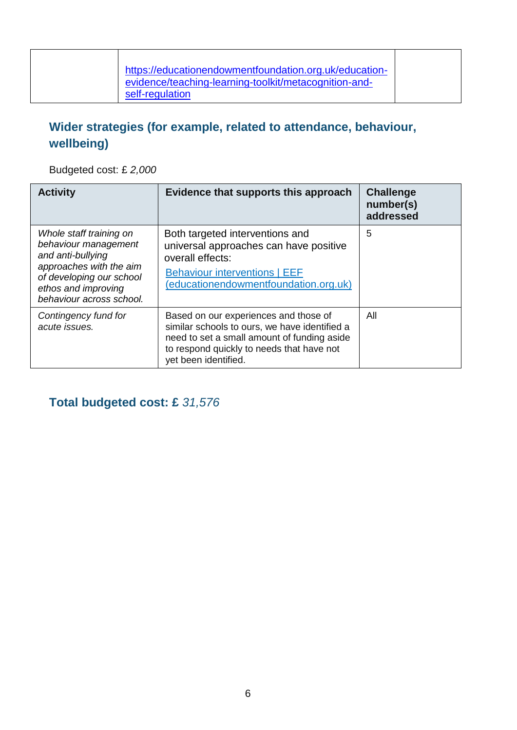|  | https://educationendowmentfoundation.org.uk/education-evidence/teaching-learning-toolkit/metacognition-and-self-regulation |  |
|---|---|---|

## Wider strategies (for example, related to attendance, behaviour, wellbeing)

Budgeted cost: £ *2,000*

| Activity | Evidence that supports this approach | Challenge number(s) addressed |
|---|---|---|
| *Whole staff training on behaviour management and anti-bullying approaches with the aim of developing our school ethos and improving behaviour across school.* | Both targeted interventions and universal approaches can have positive overall effects: [Behaviour interventions \| EEF (educationendowmentfoundation.org.uk)](https://educationendowmentfoundation.org.uk) | 5 |
| *Contingency fund for acute issues.* | Based on our experiences and those of similar schools to ours, we have identified a need to set a small amount of funding aside to respond quickly to needs that have not yet been identified. | All |

## Total budgeted cost: £ *31,576*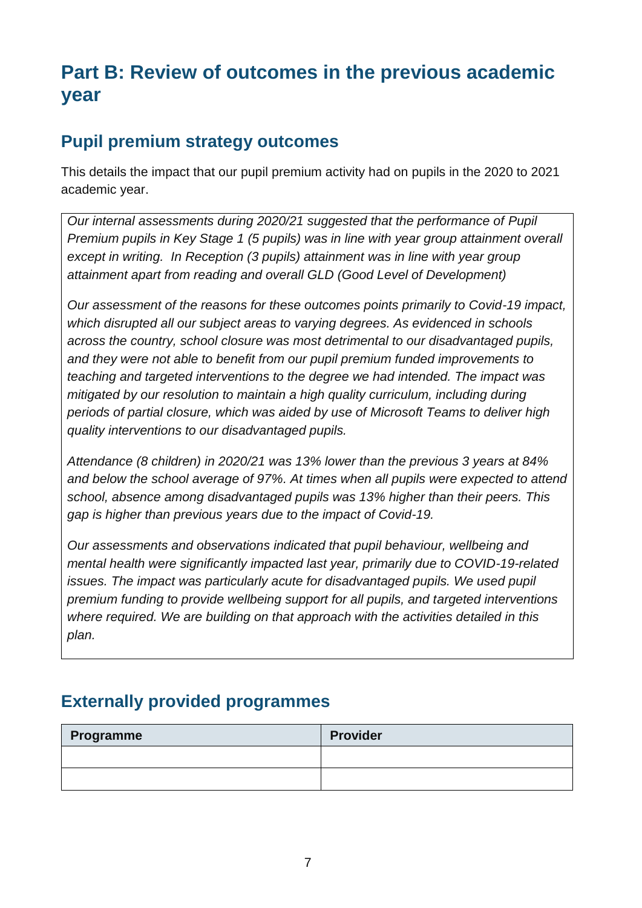# Part B: Review of outcomes in the previous academic year

## Pupil premium strategy outcomes

This details the impact that our pupil premium activity had on pupils in the 2020 to 2021 academic year.

*Our internal assessments during 2020/21 suggested that the performance of Pupil Premium pupils in Key Stage 1 (5 pupils) was in line with year group attainment overall except in writing. In Reception (3 pupils) attainment was in line with year group attainment apart from reading and overall GLD (Good Level of Development)*

*Our assessment of the reasons for these outcomes points primarily to Covid-19 impact, which disrupted all our subject areas to varying degrees. As evidenced in schools across the country, school closure was most detrimental to our disadvantaged pupils, and they were not able to benefit from our pupil premium funded improvements to teaching and targeted interventions to the degree we had intended. The impact was mitigated by our resolution to maintain a high quality curriculum, including during periods of partial closure, which was aided by use of Microsoft Teams to deliver high quality interventions to our disadvantaged pupils.*

*Attendance (8 children) in 2020/21 was 13% lower than the previous 3 years at 84% and below the school average of 97%. At times when all pupils were expected to attend school, absence among disadvantaged pupils was 13% higher than their peers. This gap is higher than previous years due to the impact of Covid-19.*

*Our assessments and observations indicated that pupil behaviour, wellbeing and mental health were significantly impacted last year, primarily due to COVID-19-related issues. The impact was particularly acute for disadvantaged pupils. We used pupil premium funding to provide wellbeing support for all pupils, and targeted interventions where required. We are building on that approach with the activities detailed in this plan.*

## Externally provided programmes

| Programme | Provider |
|---|---|
| | |
| | |